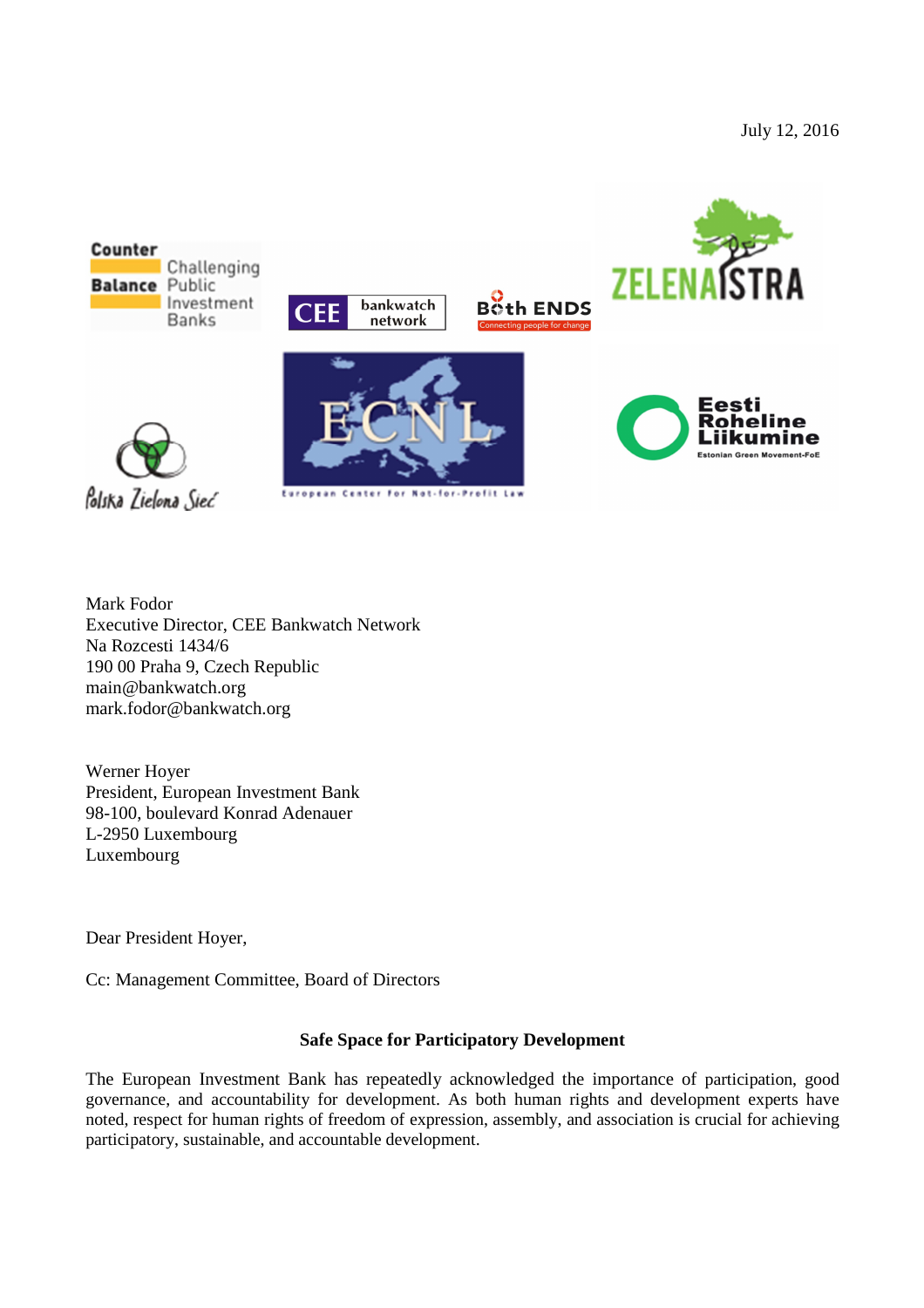July 12, 2016

Mark Fodor
Executive Director, CEE Bankwatch Network
Na Rozcesti 1434/6
190 00 Praha 9, Czech Republic
main@bankwatch.org
mark.fodor@bankwatch.org

Werner Hoyer
President, European Investment Bank
98-100, boulevard Konrad Adenauer
L-2950 Luxembourg
Luxembourg

Dear President Hoyer,

Cc: Management Committee, Board of Directors

**Safe Space for Participatory Development**

The European Investment Bank has repeatedly acknowledged the importance of participation, good governance, and accountability for development. As both human rights and development experts have noted, respect for human rights of freedom of expression, assembly, and association is crucial for achieving participatory, sustainable, and accountable development.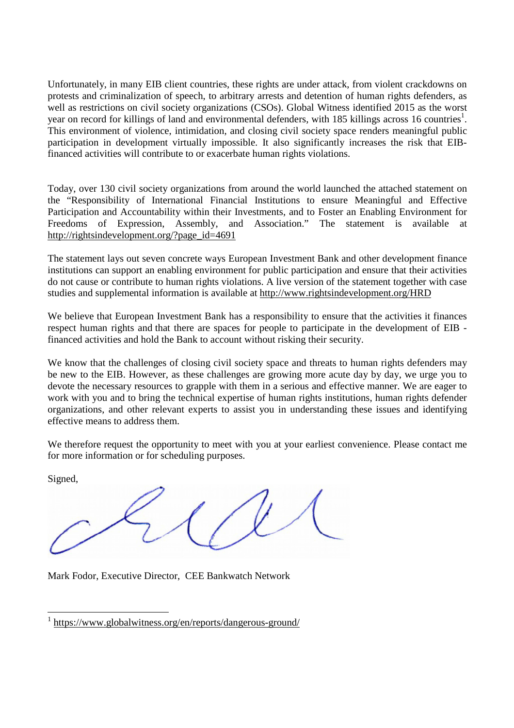Unfortunately, in many EIB client countries, these rights are under attack, from violent crackdowns on protests and criminalization of speech, to arbitrary arrests and detention of human rights defenders, as well as restrictions on civil society organizations (CSOs). Global Witness identified 2015 as the worst year on record for killings of land and environmental defenders, with 185 killings across 16 countries[1]. This environment of violence, intimidation, and closing civil society space renders meaningful public participation in development virtually impossible. It also significantly increases the risk that EIB-financed activities will contribute to or exacerbate human rights violations.

Today, over 130 civil society organizations from around the world launched the attached statement on the "Responsibility of International Financial Institutions to ensure Meaningful and Effective Participation and Accountability within their Investments, and to Foster an Enabling Environment for Freedoms of Expression, Assembly, and Association." The statement is available at http://rightsindevelopment.org/?page_id=4691

The statement lays out seven concrete ways European Investment Bank and other development finance institutions can support an enabling environment for public participation and ensure that their activities do not cause or contribute to human rights violations. A live version of the statement together with case studies and supplemental information is available at http://www.rightsindevelopment.org/HRD

We believe that European Investment Bank has a responsibility to ensure that the activities it finances respect human rights and that there are spaces for people to participate in the development of EIB - financed activities and hold the Bank to account without risking their security.

We know that the challenges of closing civil society space and threats to human rights defenders may be new to the EIB. However, as these challenges are growing more acute day by day, we urge you to devote the necessary resources to grapple with them in a serious and effective manner. We are eager to work with you and to bring the technical expertise of human rights institutions, human rights defender organizations, and other relevant experts to assist you in understanding these issues and identifying effective means to address them.

We therefore request the opportunity to meet with you at your earliest convenience. Please contact me for more information or for scheduling purposes.

Signed,

Mark Fodor, Executive Director, CEE Bankwatch Network

---

[1] https://www.globalwitness.org/en/reports/dangerous-ground/